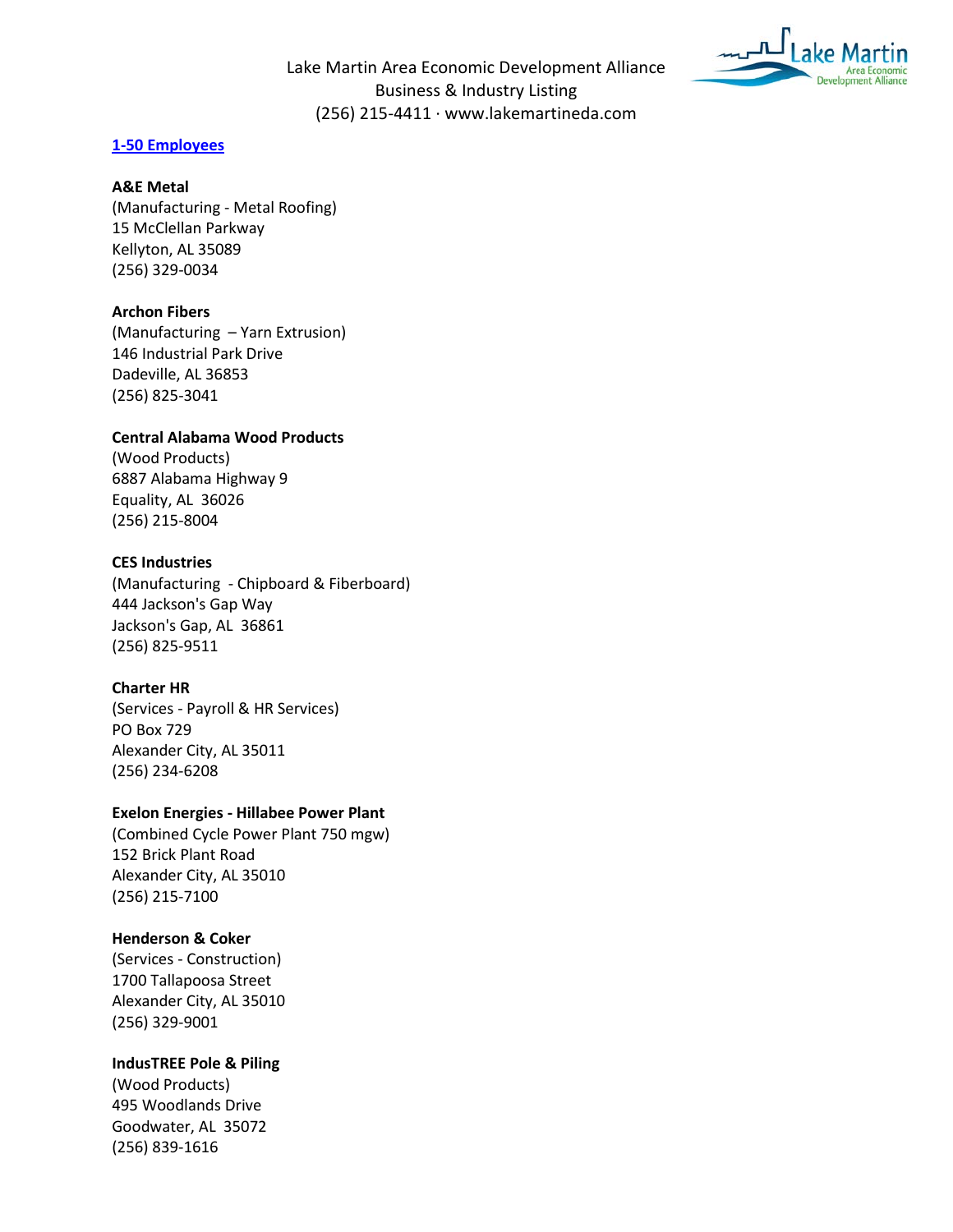Lake Martin Area Economic Development Alliance
Business & Industry Listing
(256) 215-4411 · www.lakemartineda.com

## 1-50 Employees

**A&E Metal**
(Manufacturing - Metal Roofing)
15 McClellan Parkway
Kellyton, AL 35089
(256) 329-0034

**Archon Fibers**
(Manufacturing – Yarn Extrusion)
146 Industrial Park Drive
Dadeville, AL 36853
(256) 825-3041

**Central Alabama Wood Products**
(Wood Products)
6887 Alabama Highway 9
Equality, AL 36026
(256) 215-8004

**CES Industries**
(Manufacturing - Chipboard & Fiberboard)
444 Jackson's Gap Way
Jackson's Gap, AL 36861
(256) 825-9511

**Charter HR**
(Services - Payroll & HR Services)
PO Box 729
Alexander City, AL 35011
(256) 234-6208

**Exelon Energies - Hillabee Power Plant**
(Combined Cycle Power Plant 750 mgw)
152 Brick Plant Road
Alexander City, AL 35010
(256) 215-7100

**Henderson & Coker**
(Services - Construction)
1700 Tallapoosa Street
Alexander City, AL 35010
(256) 329-9001

**IndusTREE Pole & Piling**
(Wood Products)
495 Woodlands Drive
Goodwater, AL 35072
(256) 839-1616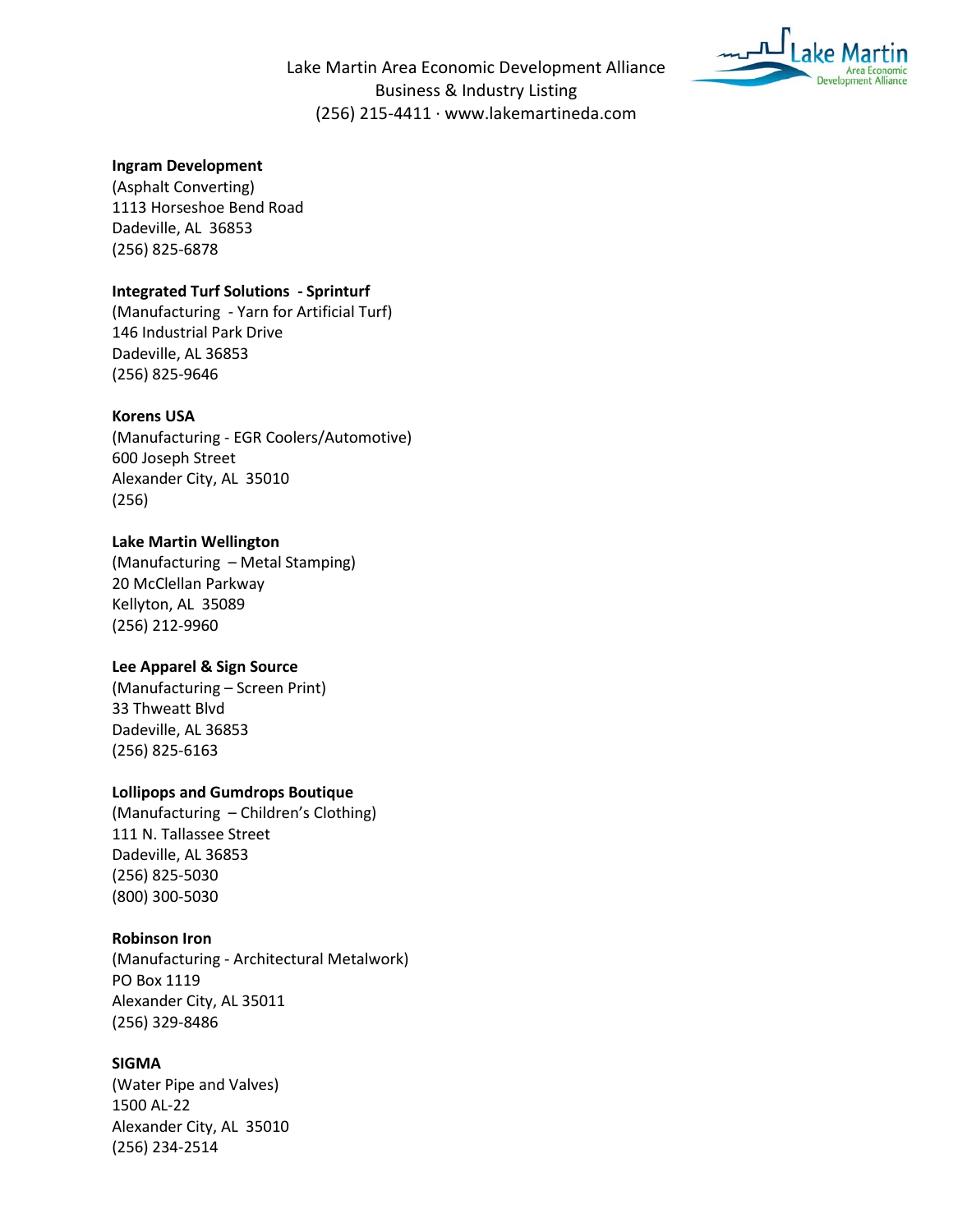**Ingram Development**
(Asphalt Converting)
1113 Horseshoe Bend Road
Dadeville, AL  36853
(256) 825-6878

**Integrated Turf Solutions  - Sprinturf**
(Manufacturing  - Yarn for Artificial Turf)
146 Industrial Park Drive
Dadeville, AL 36853
(256) 825-9646

**Korens USA**
(Manufacturing - EGR Coolers/Automotive)
600 Joseph Street
Alexander City, AL  35010
(256)

**Lake Martin Wellington**
(Manufacturing  – Metal Stamping)
20 McClellan Parkway
Kellyton, AL  35089
(256) 212-9960

**Lee Apparel & Sign Source**
(Manufacturing – Screen Print)
33 Thweatt Blvd
Dadeville, AL 36853
(256) 825-6163

**Lollipops and Gumdrops Boutique**
(Manufacturing  – Children's Clothing)
111 N. Tallassee Street
Dadeville, AL 36853
(256) 825-5030
(800) 300-5030

**Robinson Iron**
(Manufacturing - Architectural Metalwork)
PO Box 1119
Alexander City, AL 35011
(256) 329-8486

**SIGMA**
(Water Pipe and Valves)
1500 AL-22
Alexander City, AL  35010
(256) 234-2514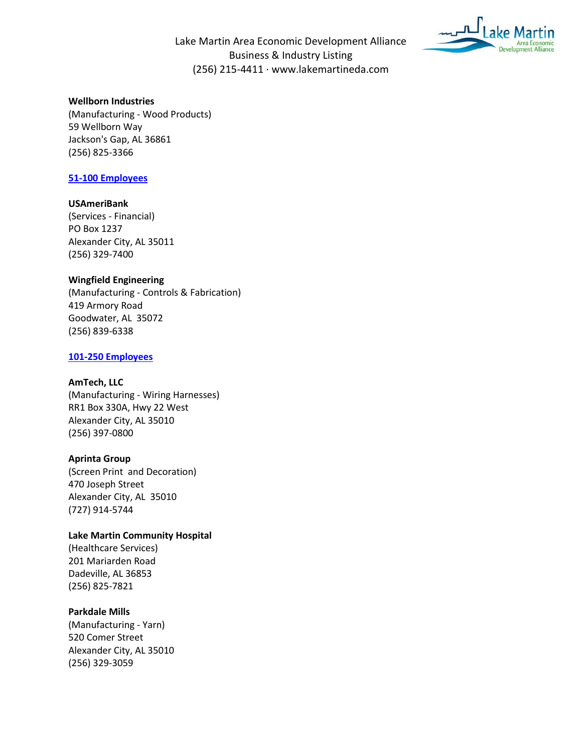**Wellborn Industries**
(Manufacturing - Wood Products)
59 Wellborn Way
Jackson's Gap, AL 36861
(256) 825-3366

## 51-100 Employees

**USAmeriBank**
(Services - Financial)
PO Box 1237
Alexander City, AL 35011
(256) 329-7400

**Wingfield Engineering**
(Manufacturing - Controls & Fabrication)
419 Armory Road
Goodwater, AL 35072
(256) 839-6338

## 101-250 Employees

**AmTech, LLC**
(Manufacturing - Wiring Harnesses)
RR1 Box 330A, Hwy 22 West
Alexander City, AL 35010
(256) 397-0800

**Aprinta Group**
(Screen Print and Decoration)
470 Joseph Street
Alexander City, AL 35010
(727) 914-5744

**Lake Martin Community Hospital**
(Healthcare Services)
201 Mariarden Road
Dadeville, AL 36853
(256) 825-7821

**Parkdale Mills**
(Manufacturing - Yarn)
520 Comer Street
Alexander City, AL 35010
(256) 329-3059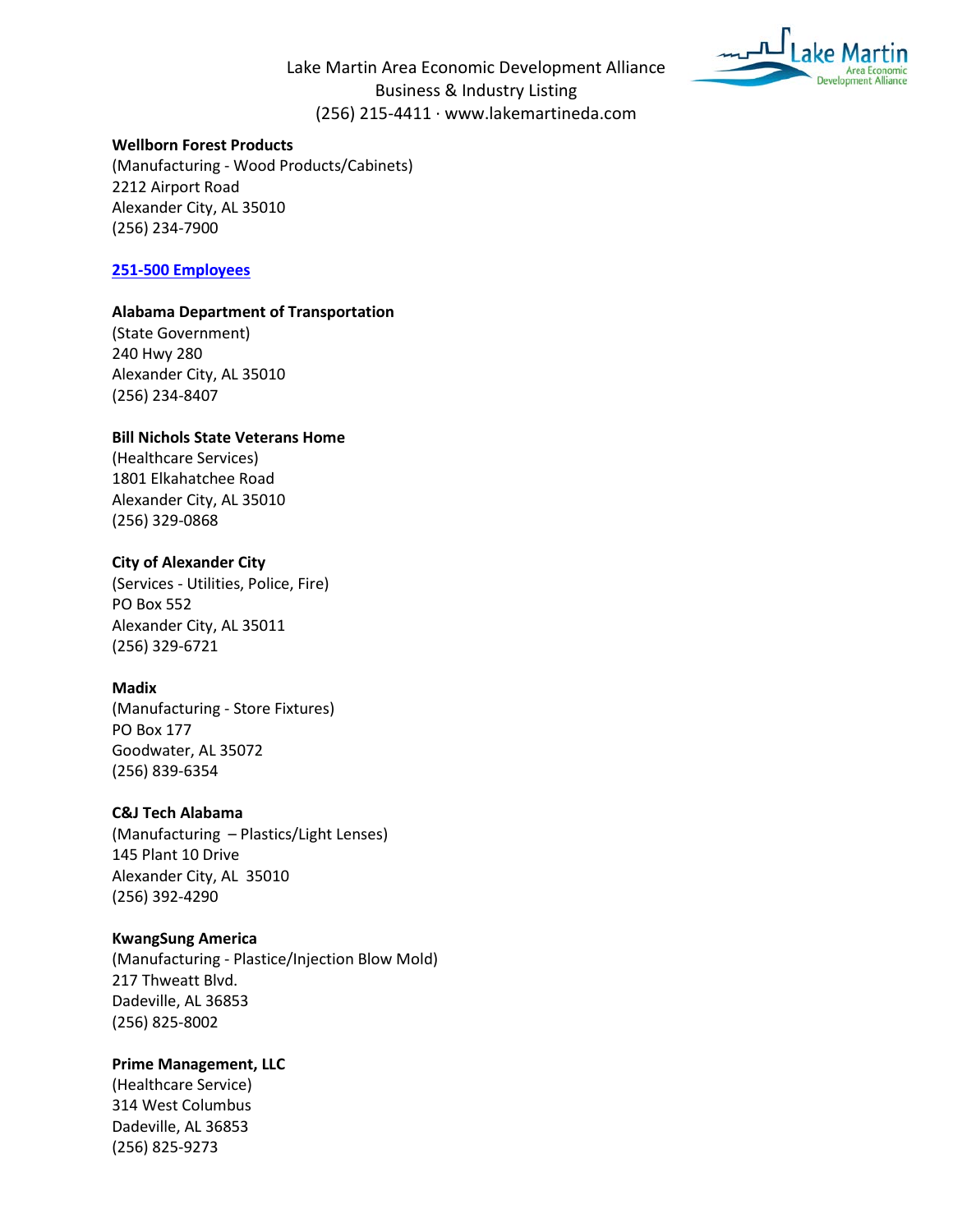**Wellborn Forest Products**
(Manufacturing - Wood Products/Cabinets)
2212 Airport Road
Alexander City, AL 35010
(256) 234-7900

## 251-500 Employees

**Alabama Department of Transportation**
(State Government)
240 Hwy 280
Alexander City, AL 35010
(256) 234-8407

**Bill Nichols State Veterans Home**
(Healthcare Services)
1801 Elkahatchee Road
Alexander City, AL 35010
(256) 329-0868

**City of Alexander City**
(Services - Utilities, Police, Fire)
PO Box 552
Alexander City, AL 35011
(256) 329-6721

**Madix**
(Manufacturing - Store Fixtures)
PO Box 177
Goodwater, AL 35072
(256) 839-6354

**C&J Tech Alabama**
(Manufacturing – Plastics/Light Lenses)
145 Plant 10 Drive
Alexander City, AL 35010
(256) 392-4290

**KwangSung America**
(Manufacturing - Plastice/Injection Blow Mold)
217 Thweatt Blvd.
Dadeville, AL 36853
(256) 825-8002

**Prime Management, LLC**
(Healthcare Service)
314 West Columbus
Dadeville, AL 36853
(256) 825-9273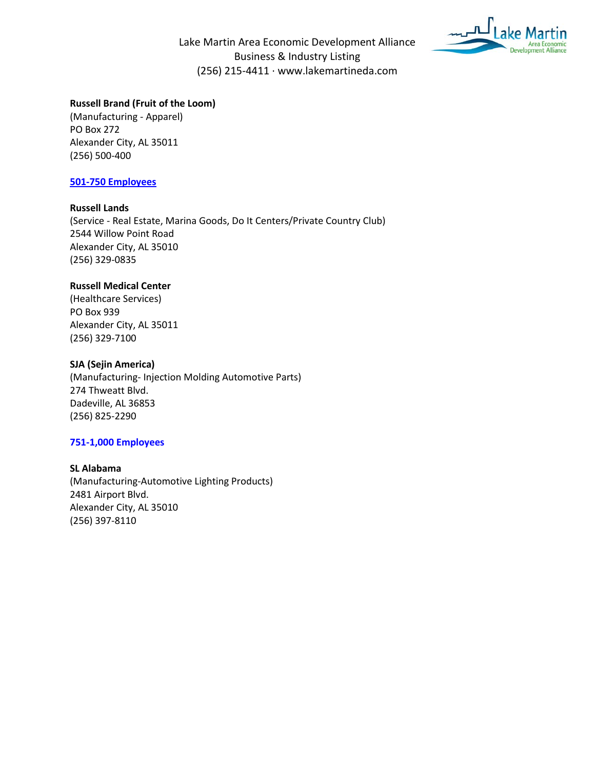**Russell Brand (Fruit of the Loom)**
(Manufacturing - Apparel)
PO Box 272
Alexander City, AL 35011
(256) 500-400

### 501-750 Employees

**Russell Lands**
(Service - Real Estate, Marina Goods, Do It Centers/Private Country Club)
2544 Willow Point Road
Alexander City, AL 35010
(256) 329-0835

**Russell Medical Center**
(Healthcare Services)
PO Box 939
Alexander City, AL 35011
(256) 329-7100

**SJA (Sejin America)**
(Manufacturing- Injection Molding Automotive Parts)
274 Thweatt Blvd.
Dadeville, AL 36853
(256) 825-2290

### 751-1,000 Employees

**SL Alabama**
(Manufacturing-Automotive Lighting Products)
2481 Airport Blvd.
Alexander City, AL 35010
(256) 397-8110